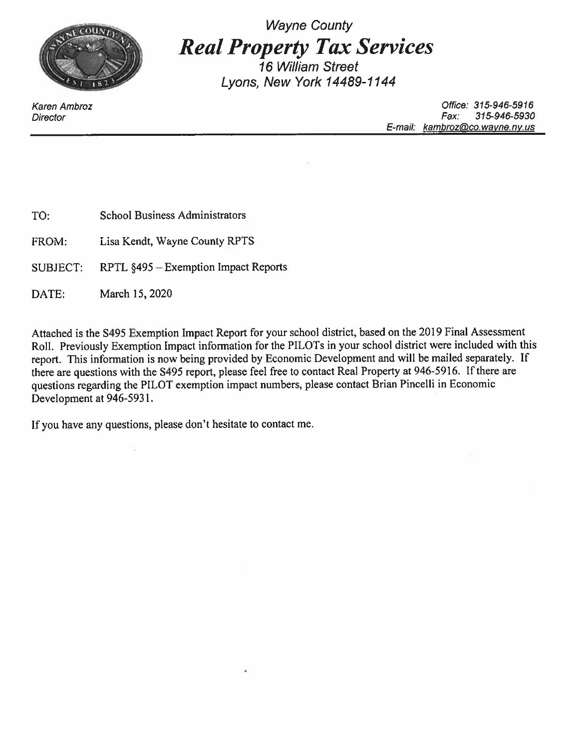# *Wayne County*
## ***Real Property Tax Services***
*16 William Street*
*Lyons, New York 14489-1144*

*Karen Ambroz*
*Director*

*Office: 315-946-5916*
*Fax: 315-946-5930*
*E-mail: kambroz@co.wayne.ny.us*

---

TO: School Business Administrators

FROM: Lisa Kendt, Wayne County RPTS

SUBJECT: RPTL §495 – Exemption Impact Reports

DATE: March 15, 2020

Attached is the S495 Exemption Impact Report for your school district, based on the 2019 Final Assessment Roll. Previously Exemption Impact information for the PILOTs in your school district were included with this report. This information is now being provided by Economic Development and will be mailed separately. If there are questions with the S495 report, please feel free to contact Real Property at 946-5916. If there are questions regarding the PILOT exemption impact numbers, please contact Brian Pincelli in Economic Development at 946-5931.

If you have any questions, please don't hesitate to contact me.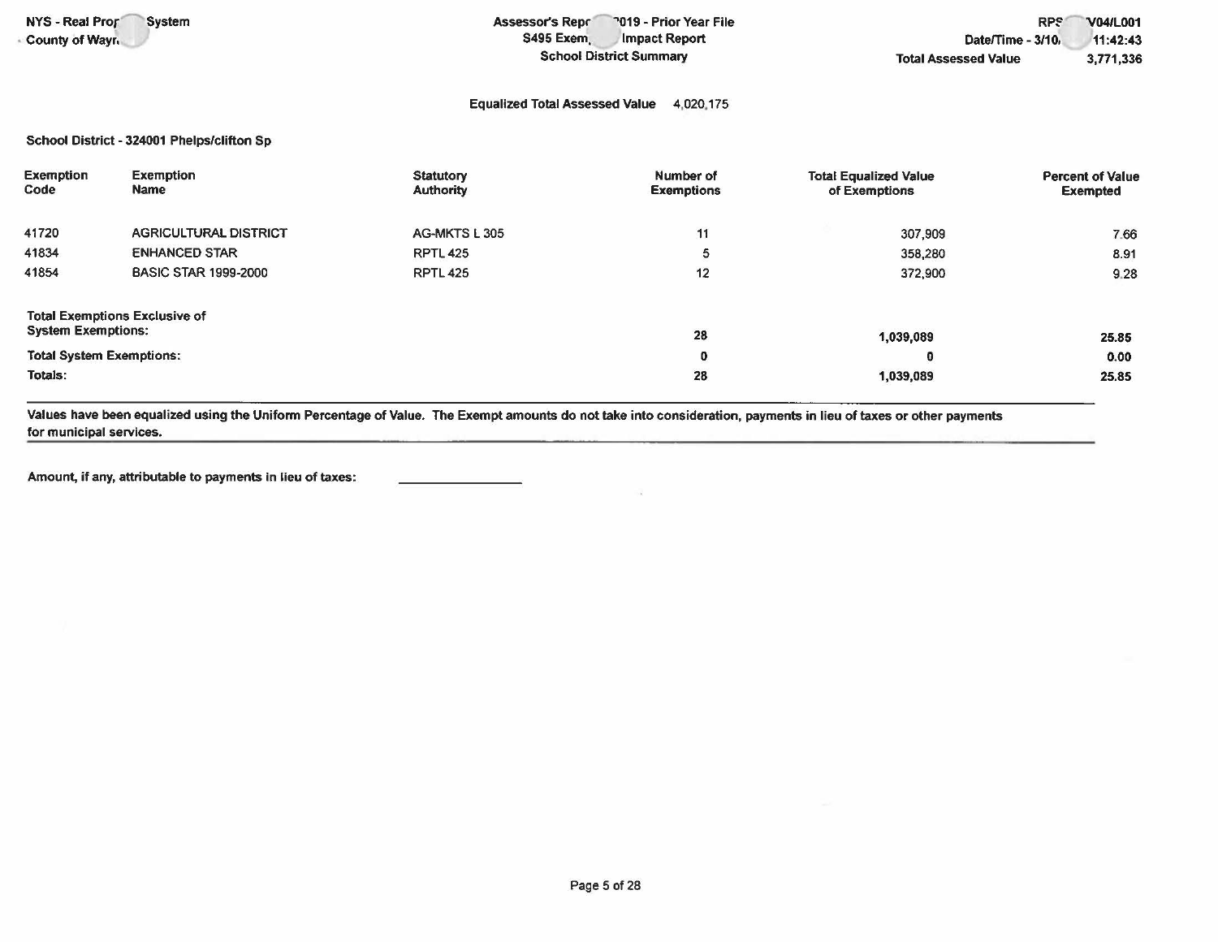NYS - Real Prop System
County of Wayn

Assessor's Rep 2019 - Prior Year File
S495 Exem Impact Report
School District Summary

RPS V04/L001
Date/Time - 3/10 11:42:43
Total Assessed Value 3,771,336

Equalized Total Assessed Value 4,020,175

**School District - 324001 Phelps/clifton Sp**

| Exemption Code | Exemption Name | Statutory Authority | Number of Exemptions | Total Equalized Value of Exemptions | Percent of Value Exempted |
|---|---|---|---|---|---|
| 41720 | AGRICULTURAL DISTRICT | AG-MKTS L 305 | 11 | 307,909 | 7.66 |
| 41834 | ENHANCED STAR | RPTL 425 | 5 | 358,280 | 8.91 |
| 41854 | BASIC STAR 1999-2000 | RPTL 425 | 12 | 372,900 | 9.28 |
| **Total Exemptions Exclusive of System Exemptions:** | | | **28** | **1,039,089** | **25.85** |
| **Total System Exemptions:** | | | **0** | **0** | **0.00** |
| **Totals:** | | | **28** | **1,039,089** | **25.85** |

**Values have been equalized using the Uniform Percentage of Value. The Exempt amounts do not take into consideration, payments in lieu of taxes or other payments for municipal services.**

**Amount, if any, attributable to payments in lieu of taxes:** ______________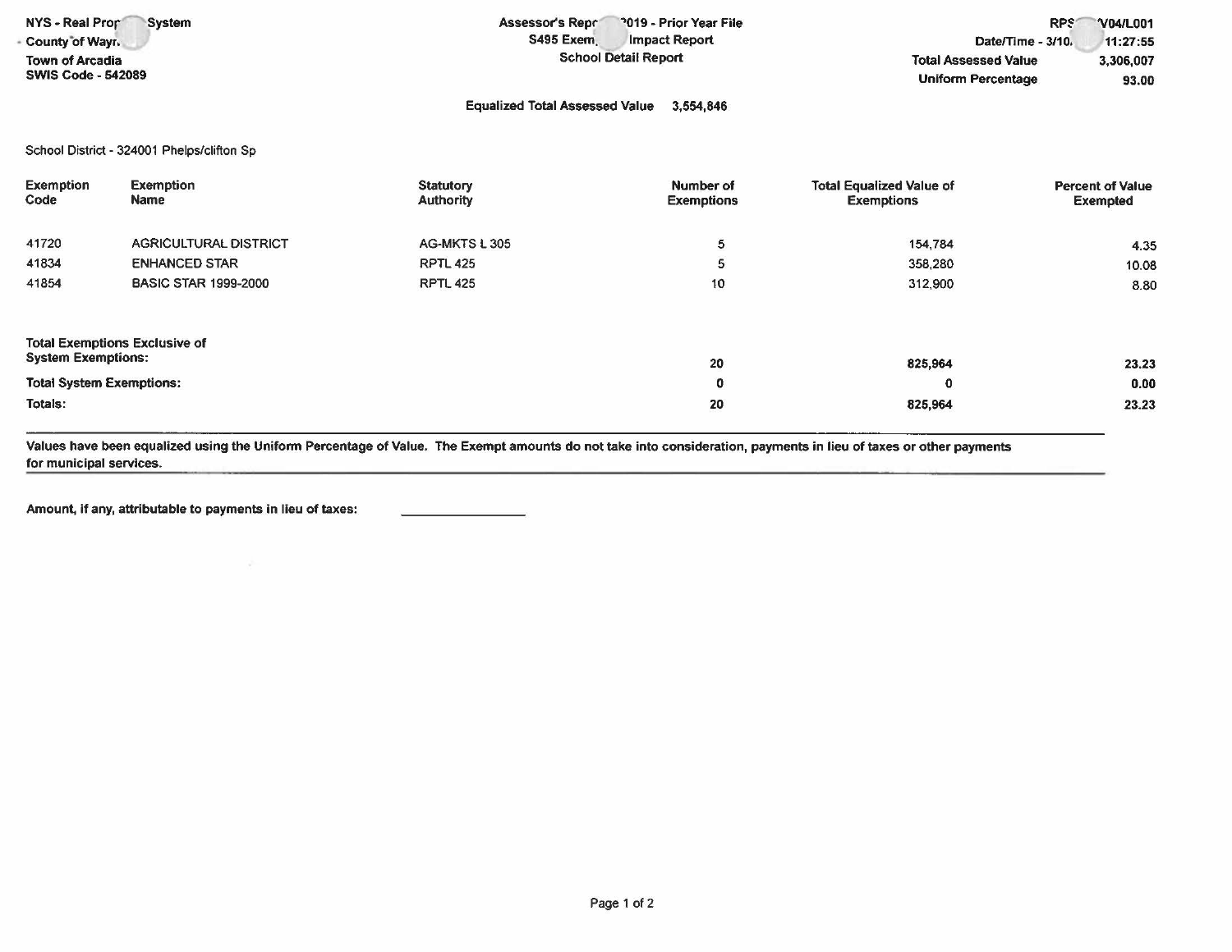NYS - Real Prop System
County of Wayn
Town of Arcadia
SWIS Code - 542089

Assessor's Repo 2019 - Prior Year File
S495 Exem Impact Report
School Detail Report

RPS V04/L001
Date/Time - 3/10 11:27:55
Total Assessed Value 3,306,007
Uniform Percentage 93.00

Equalized Total Assessed Value 3,554,846

School District - 324001 Phelps/clifton Sp

| Exemption Code | Exemption Name | Statutory Authority | Number of Exemptions | Total Equalized Value of Exemptions | Percent of Value Exempted |
|---|---|---|---|---|---|
| 41720 | AGRICULTURAL DISTRICT | AG-MKTS L 305 | 5 | 154,784 | 4.35 |
| 41834 | ENHANCED STAR | RPTL 425 | 5 | 358,280 | 10.08 |
| 41854 | BASIC STAR 1999-2000 | RPTL 425 | 10 | 312,900 | 8.80 |
| **Total Exemptions Exclusive of System Exemptions:** | | | **20** | **825,964** | **23.23** |
| **Total System Exemptions:** | | | **0** | **0** | **0.00** |
| **Totals:** | | | **20** | **825,964** | **23.23** |

**Values have been equalized using the Uniform Percentage of Value. The Exempt amounts do not take into consideration, payments in lieu of taxes or other payments for municipal services.**

**Amount, if any, attributable to payments in lieu of taxes:** ______________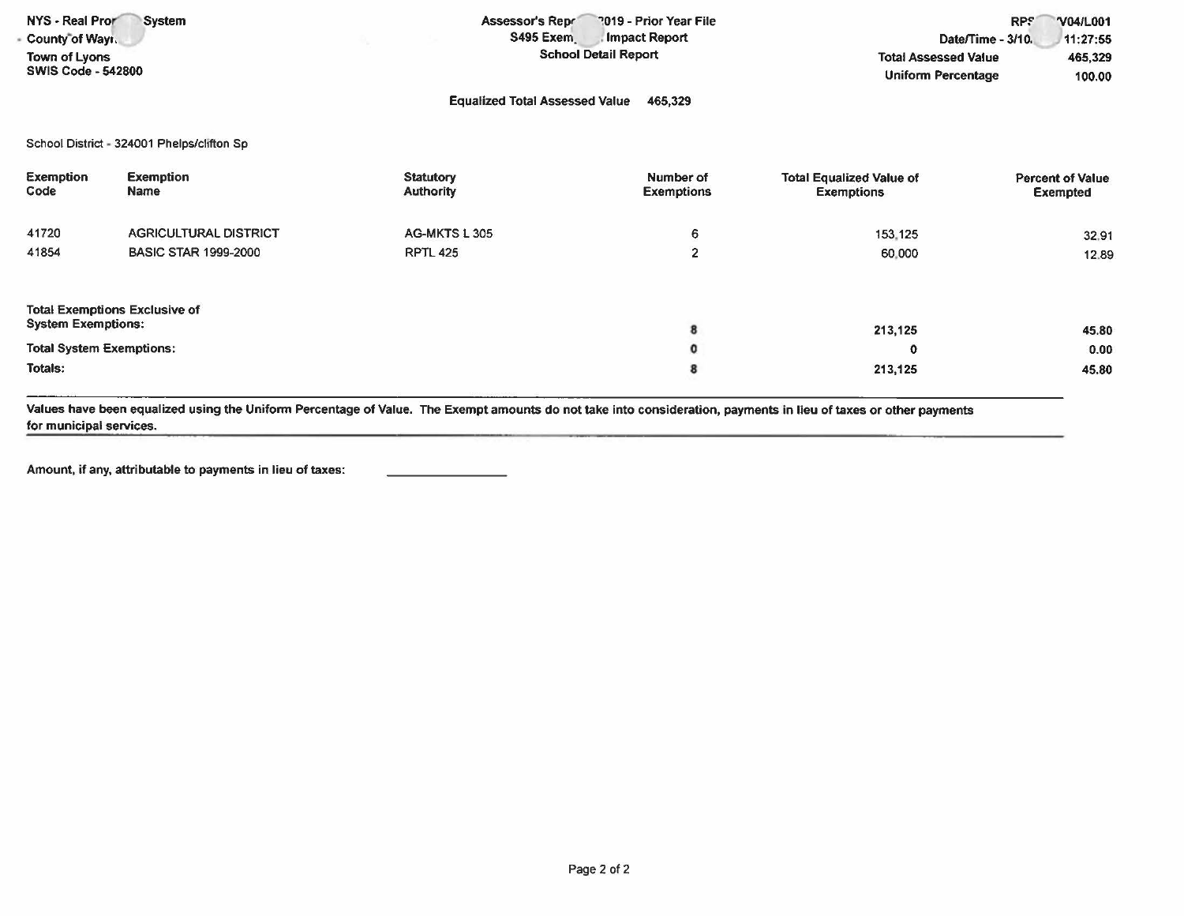NYS - Real Pro[...] System
County of Way[...]
Town of Lyons
SWIS Code - 542800

Assessor's Rep[...]2019 - Prior Year File
S495 Exem[...] Impact Report
School Detail Report

RPS[...]V04/L001
Date/Time - 3/10[...] 11:27:55
Total Assessed Value 465,329
Uniform Percentage 100.00

Equalized Total Assessed Value 465,329

School District - 324001 Phelps/clifton Sp

| Exemption Code | Exemption Name | Statutory Authority | Number of Exemptions | Total Equalized Value of Exemptions | Percent of Value Exempted |
|---|---|---|---|---|---|
| 41720 | AGRICULTURAL DISTRICT | AG-MKTS L 305 | 6 | 153,125 | 32.91 |
| 41854 | BASIC STAR 1999-2000 | RPTL 425 | 2 | 60,000 | 12.89 |
| **Total Exemptions Exclusive of System Exemptions:** | | | **8** | **213,125** | **45.80** |
| **Total System Exemptions:** | | | **0** | **0** | **0.00** |
| **Totals:** | | | **8** | **213,125** | **45.80** |

**Values have been equalized using the Uniform Percentage of Value. The Exempt amounts do not take into consideration, payments in lieu of taxes or other payments for municipal services.**

**Amount, if any, attributable to payments in lieu of taxes:** \_\_\_\_\_\_\_\_\_\_\_\_\_\_\_\_